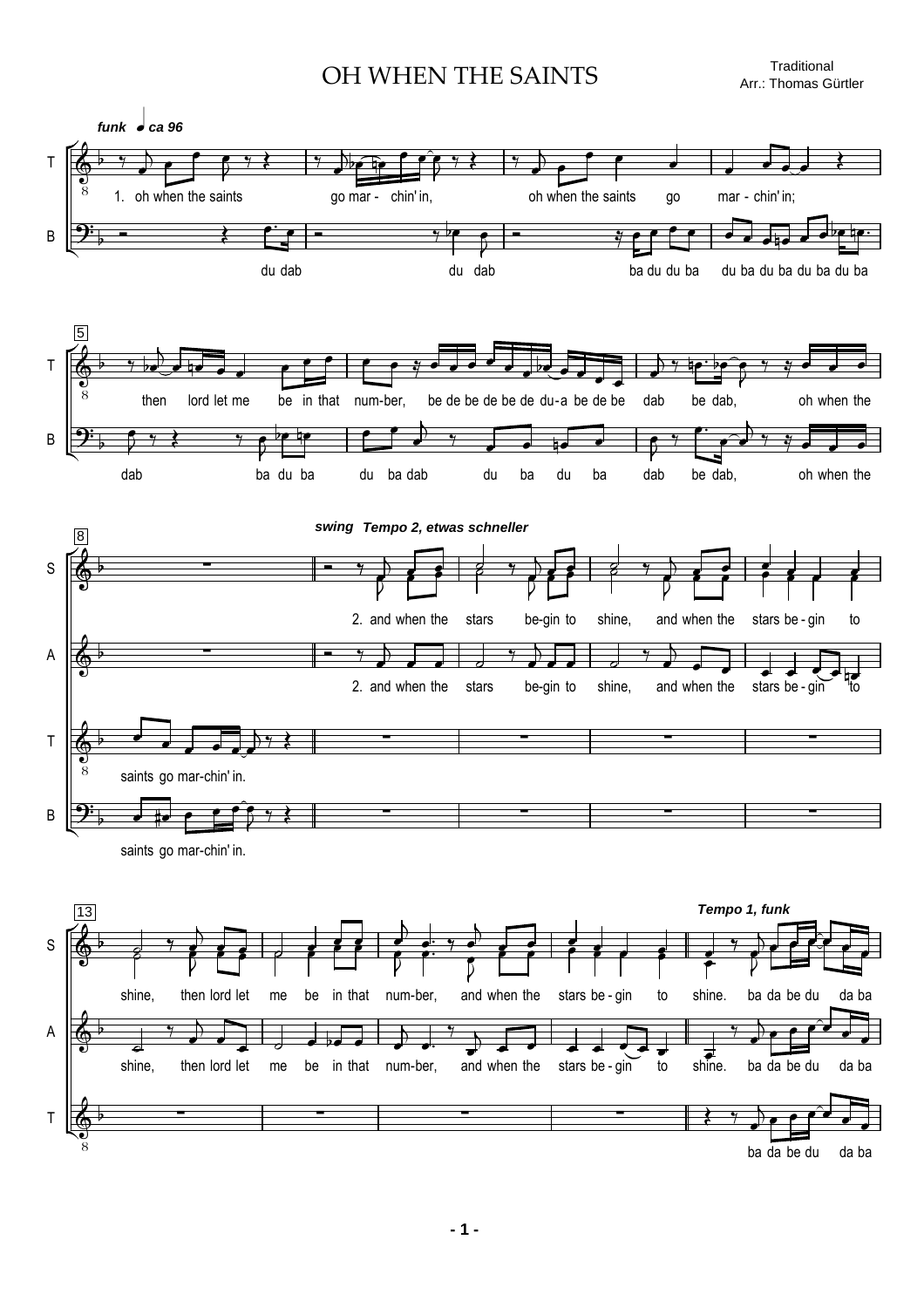# OH WHEN THE SAINTS

Traditional
Arr.: Thomas Gürtler

*funk* ♩ ca 96

T: 1. oh when the saints go mar - chin' in, oh when the saints go mar - chin' in;

B: du dab du dab ba du du ba du ba du ba du ba du ba

5

T: then lord let me be in that num-ber, be de be de be de du-a be de be dab be dab, oh when the

B: dab ba du ba du ba dab du ba du ba dab be dab, oh when the

8

*swing* *Tempo 2, etwas schneller*

S: 2. and when the stars be-gin to shine, and when the stars be - gin to

A: 2. and when the stars be-gin to shine, and when the stars be - gin to

T: saints go mar-chin' in.

B: saints go mar-chin' in.

13

*Tempo 1, funk*

S: shine, then lord let me be in that num-ber, and when the stars be - gin to shine. ba da be du da ba

A: shine, then lord let me be in that num-ber, and when the stars be - gin to shine. ba da be du da ba

T: ba da be du da ba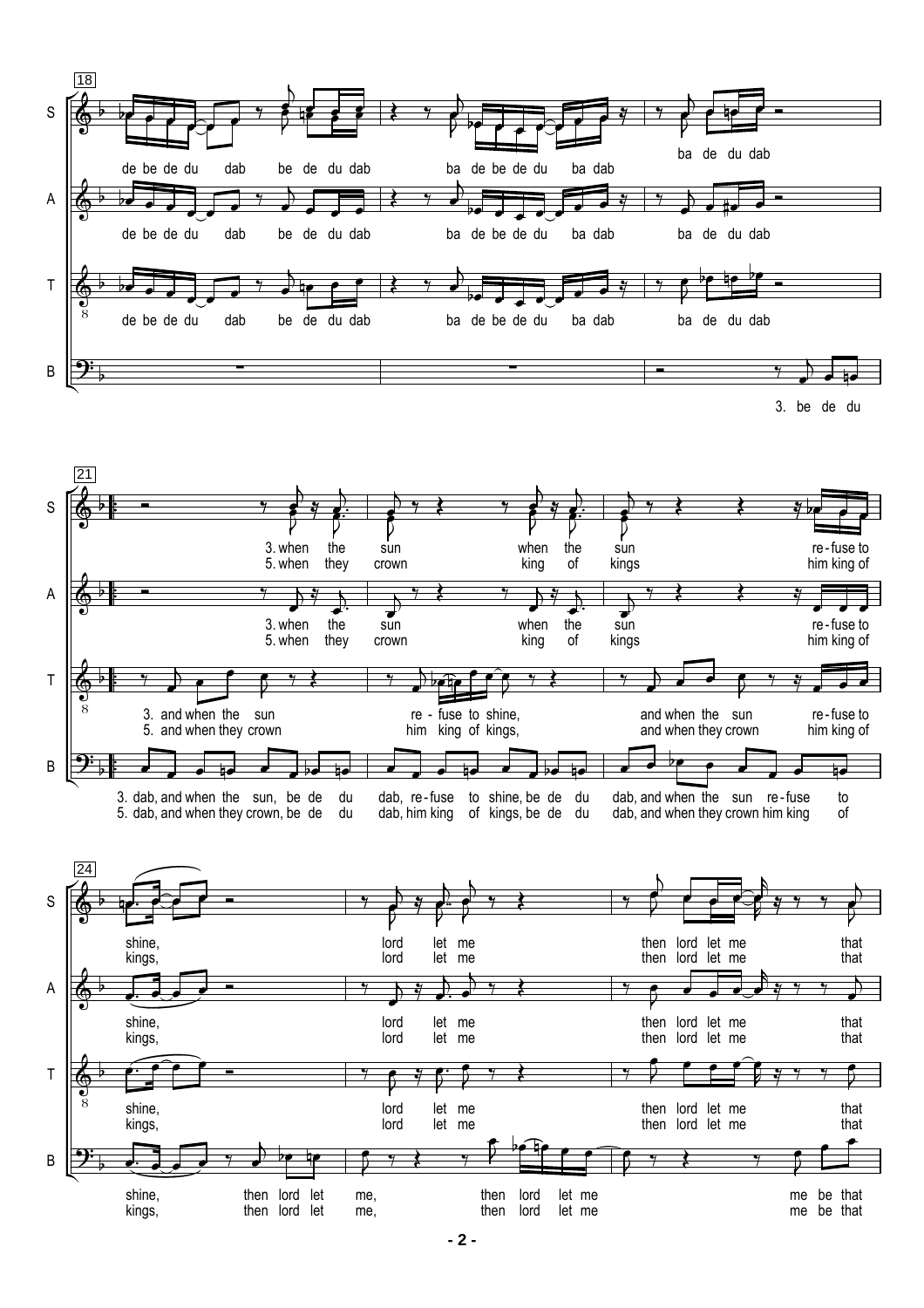18

S: de be de du dab be de du dab ba de be de du ba dab ba de du dab

A: de be de du dab be de du dab ba de be de du ba dab ba de du dab

T: de be de du dab be de du dab ba de be de du ba dab ba de du dab

B: 3. be de du

21

S: 3. when the sun when the sun re-fuse to
5. when they crown king of kings him king of

A: 3. when the sun when the sun re-fuse to
5. when they crown king of kings him king of

T: 3. and when the sun re - fuse to shine, and when the sun re-fuse to
5. and when they crown him king of kings, and when they crown him king of

B: 3. dab, and when the sun, be de du dab, re-fuse to shine, be de du dab, and when the sun re-fuse to
5. dab, and when they crown, be de du dab, him king of kings, be de du dab, and when they crown him king of

24

S: shine, lord let me then lord let me that
kings, lord let me then lord let me that

A: shine, lord let me then lord let me that
kings, lord let me then lord let me that

T: shine, lord let me then lord let me that
kings, lord let me then lord let me that

B: shine, then lord let me, then lord let me me be that
kings, then lord let me, then lord let me me be that